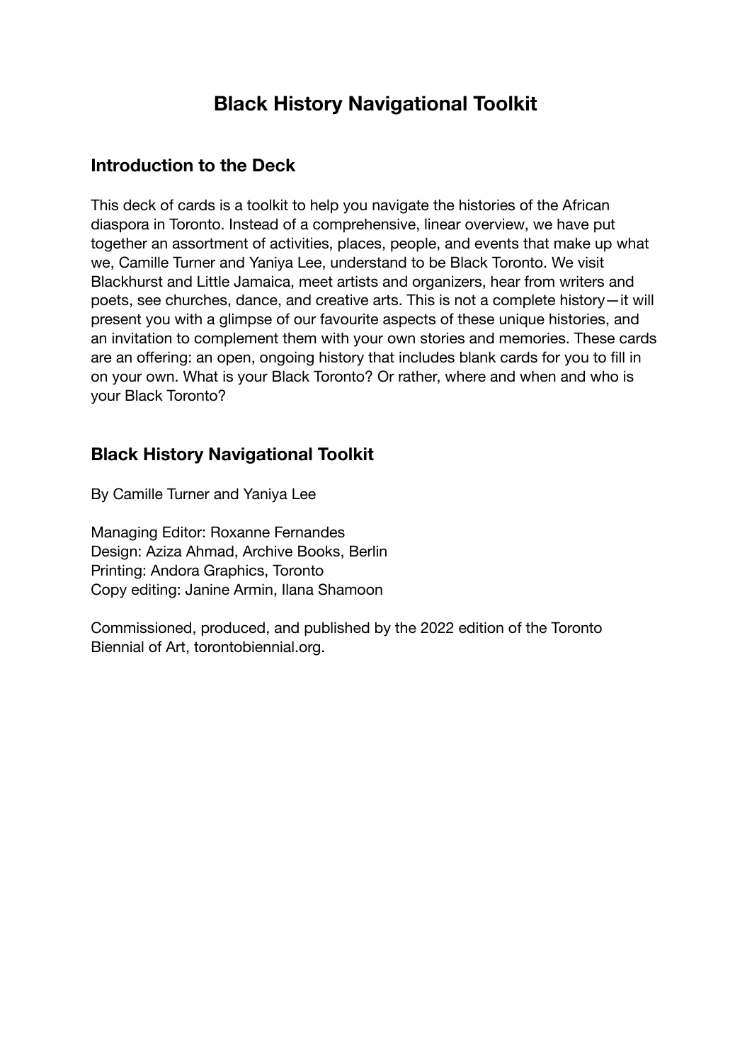# Black History Navigational Toolkit

## Introduction to the Deck

This deck of cards is a toolkit to help you navigate the histories of the African diaspora in Toronto. Instead of a comprehensive, linear overview, we have put together an assortment of activities, places, people, and events that make up what we, Camille Turner and Yaniya Lee, understand to be Black Toronto. We visit Blackhurst and Little Jamaica, meet artists and organizers, hear from writers and poets, see churches, dance, and creative arts. This is not a complete history—it will present you with a glimpse of our favourite aspects of these unique histories, and an invitation to complement them with your own stories and memories. These cards are an offering: an open, ongoing history that includes blank cards for you to fill in on your own. What is your Black Toronto? Or rather, where and when and who is your Black Toronto?

## Black History Navigational Toolkit

By Camille Turner and Yaniya Lee

Managing Editor: Roxanne Fernandes
Design: Aziza Ahmad, Archive Books, Berlin
Printing: Andora Graphics, Toronto
Copy editing: Janine Armin, Ilana Shamoon

Commissioned, produced, and published by the 2022 edition of the Toronto Biennial of Art, torontobiennial.org.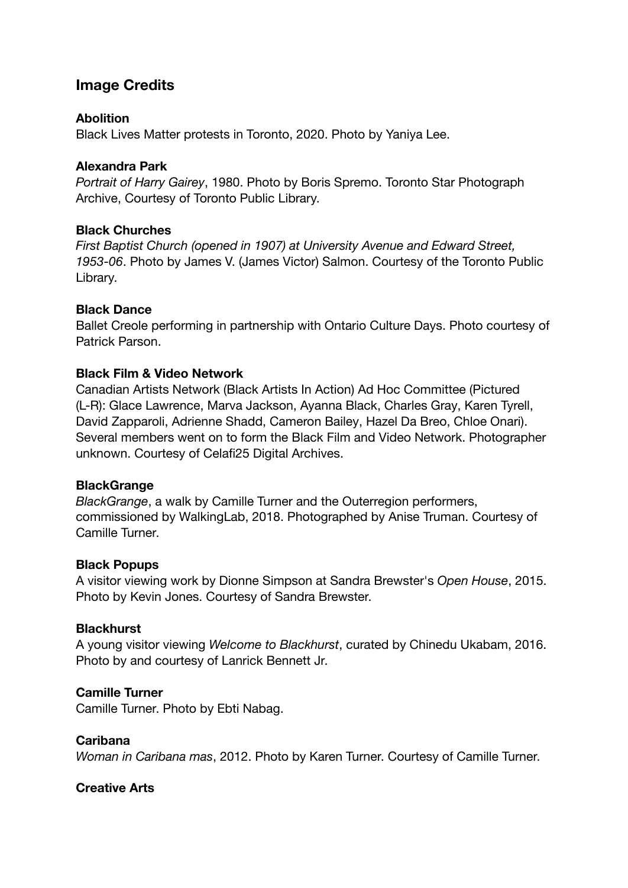## Image Credits

**Abolition**
Black Lives Matter protests in Toronto, 2020. Photo by Yaniya Lee.

**Alexandra Park**
*Portrait of Harry Gairey*, 1980. Photo by Boris Spremo. Toronto Star Photograph Archive, Courtesy of Toronto Public Library.

**Black Churches**
*First Baptist Church (opened in 1907) at University Avenue and Edward Street, 1953-06*. Photo by James V. (James Victor) Salmon. Courtesy of the Toronto Public Library.

**Black Dance**
Ballet Creole performing in partnership with Ontario Culture Days. Photo courtesy of Patrick Parson.

**Black Film & Video Network**
Canadian Artists Network (Black Artists In Action) Ad Hoc Committee (Pictured (L-R): Glace Lawrence, Marva Jackson, Ayanna Black, Charles Gray, Karen Tyrell, David Zapparoli, Adrienne Shadd, Cameron Bailey, Hazel Da Breo, Chloe Onari). Several members went on to form the Black Film and Video Network. Photographer unknown. Courtesy of Celafi25 Digital Archives.

**BlackGrange**
*BlackGrange*, a walk by Camille Turner and the Outerregion performers, commissioned by WalkingLab, 2018. Photographed by Anise Truman. Courtesy of Camille Turner.

**Black Popups**
A visitor viewing work by Dionne Simpson at Sandra Brewster's *Open House*, 2015. Photo by Kevin Jones. Courtesy of Sandra Brewster.

**Blackhurst**
A young visitor viewing *Welcome to Blackhurst*, curated by Chinedu Ukabam, 2016. Photo by and courtesy of Lanrick Bennett Jr.

**Camille Turner**
Camille Turner. Photo by Ebti Nabag.

**Caribana**
*Woman in Caribana mas*, 2012. Photo by Karen Turner. Courtesy of Camille Turner.

**Creative Arts**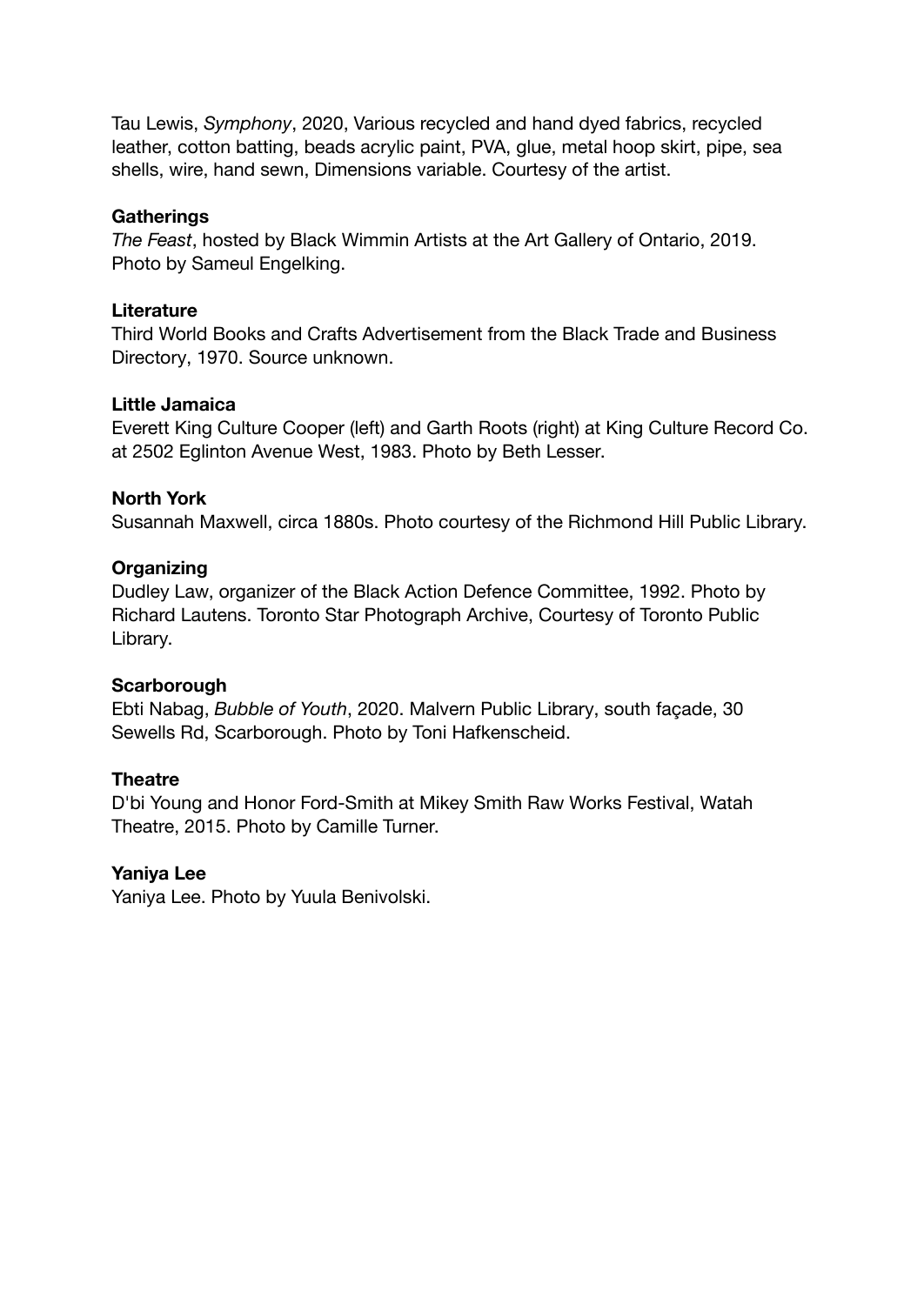Tau Lewis, *Symphony*, 2020, Various recycled and hand dyed fabrics, recycled leather, cotton batting, beads acrylic paint, PVA, glue, metal hoop skirt, pipe, sea shells, wire, hand sewn, Dimensions variable. Courtesy of the artist.

**Gatherings**
*The Feast*, hosted by Black Wimmin Artists at the Art Gallery of Ontario, 2019. Photo by Sameul Engelking.

**Literature**
Third World Books and Crafts Advertisement from the Black Trade and Business Directory, 1970. Source unknown.

**Little Jamaica**
Everett King Culture Cooper (left) and Garth Roots (right) at King Culture Record Co. at 2502 Eglinton Avenue West, 1983. Photo by Beth Lesser.

**North York**
Susannah Maxwell, circa 1880s. Photo courtesy of the Richmond Hill Public Library.

**Organizing**
Dudley Law, organizer of the Black Action Defence Committee, 1992. Photo by Richard Lautens. Toronto Star Photograph Archive, Courtesy of Toronto Public Library.

**Scarborough**
Ebti Nabag, *Bubble of Youth*, 2020. Malvern Public Library, south façade, 30 Sewells Rd, Scarborough. Photo by Toni Hafkenscheid.

**Theatre**
D'bi Young and Honor Ford-Smith at Mikey Smith Raw Works Festival, Watah Theatre, 2015. Photo by Camille Turner.

**Yaniya Lee**
Yaniya Lee. Photo by Yuula Benivolski.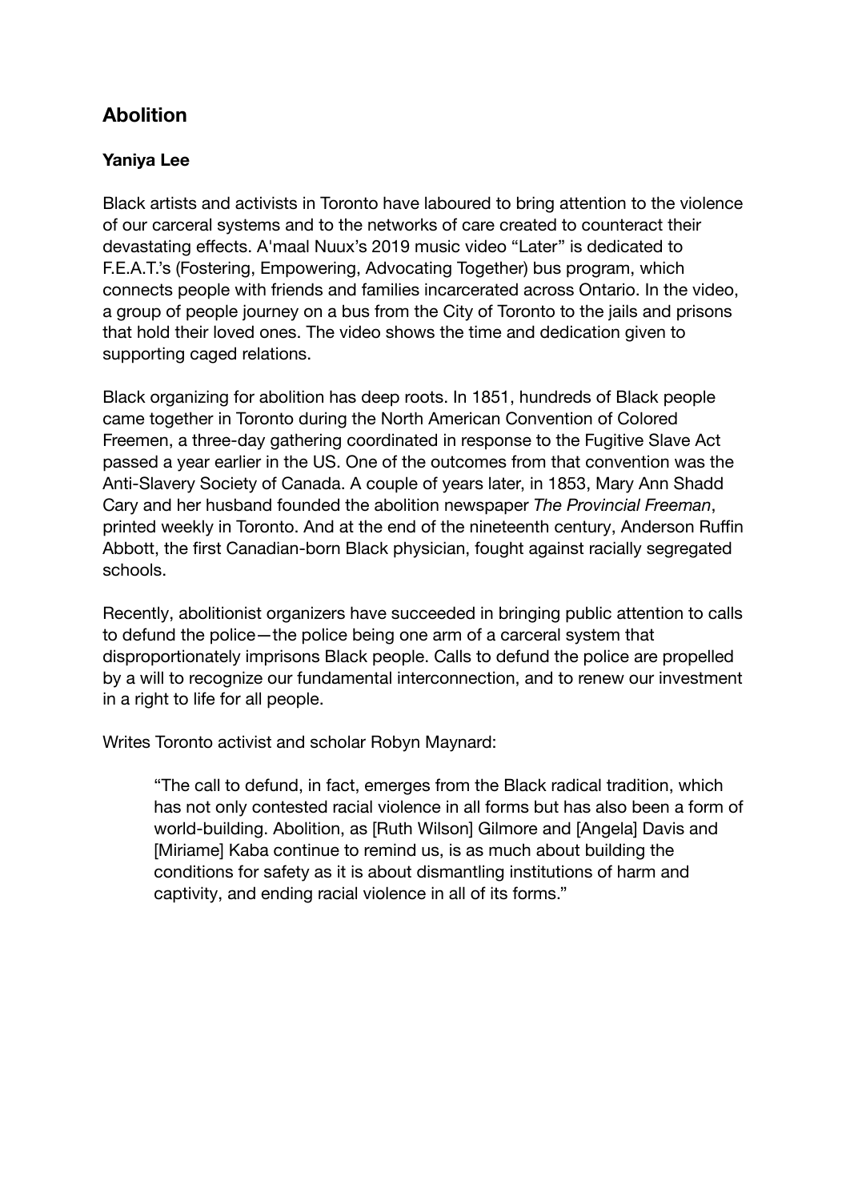## Abolition

**Yaniya Lee**

Black artists and activists in Toronto have laboured to bring attention to the violence of our carceral systems and to the networks of care created to counteract their devastating effects. A'maal Nuux's 2019 music video "Later" is dedicated to F.E.A.T.'s (Fostering, Empowering, Advocating Together) bus program, which connects people with friends and families incarcerated across Ontario. In the video, a group of people journey on a bus from the City of Toronto to the jails and prisons that hold their loved ones. The video shows the time and dedication given to supporting caged relations.

Black organizing for abolition has deep roots. In 1851, hundreds of Black people came together in Toronto during the North American Convention of Colored Freemen, a three-day gathering coordinated in response to the Fugitive Slave Act passed a year earlier in the US. One of the outcomes from that convention was the Anti-Slavery Society of Canada. A couple of years later, in 1853, Mary Ann Shadd Cary and her husband founded the abolition newspaper *The Provincial Freeman*, printed weekly in Toronto. And at the end of the nineteenth century, Anderson Ruffin Abbott, the first Canadian-born Black physician, fought against racially segregated schools.

Recently, abolitionist organizers have succeeded in bringing public attention to calls to defund the police—the police being one arm of a carceral system that disproportionately imprisons Black people. Calls to defund the police are propelled by a will to recognize our fundamental interconnection, and to renew our investment in a right to life for all people.

Writes Toronto activist and scholar Robyn Maynard:

> "The call to defund, in fact, emerges from the Black radical tradition, which has not only contested racial violence in all forms but has also been a form of world-building. Abolition, as [Ruth Wilson] Gilmore and [Angela] Davis and [Miriame] Kaba continue to remind us, is as much about building the conditions for safety as it is about dismantling institutions of harm and captivity, and ending racial violence in all of its forms."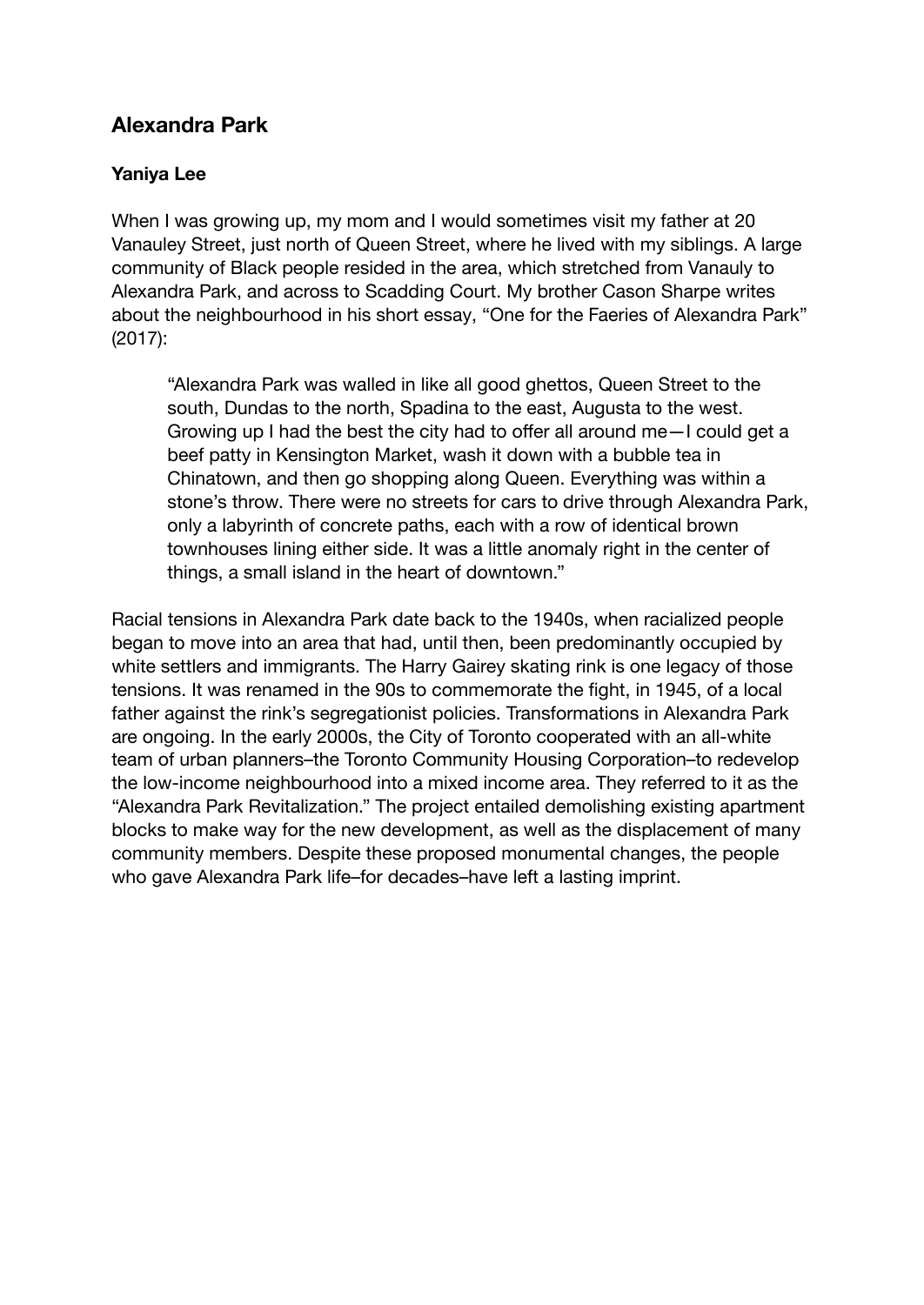## Alexandra Park

**Yaniya Lee**

When I was growing up, my mom and I would sometimes visit my father at 20 Vanauley Street, just north of Queen Street, where he lived with my siblings. A large community of Black people resided in the area, which stretched from Vanauly to Alexandra Park, and across to Scadding Court. My brother Cason Sharpe writes about the neighbourhood in his short essay, "One for the Faeries of Alexandra Park" (2017):

> "Alexandra Park was walled in like all good ghettos, Queen Street to the south, Dundas to the north, Spadina to the east, Augusta to the west. Growing up I had the best the city had to offer all around me—I could get a beef patty in Kensington Market, wash it down with a bubble tea in Chinatown, and then go shopping along Queen. Everything was within a stone's throw. There were no streets for cars to drive through Alexandra Park, only a labyrinth of concrete paths, each with a row of identical brown townhouses lining either side. It was a little anomaly right in the center of things, a small island in the heart of downtown."

Racial tensions in Alexandra Park date back to the 1940s, when racialized people began to move into an area that had, until then, been predominantly occupied by white settlers and immigrants. The Harry Gairey skating rink is one legacy of those tensions. It was renamed in the 90s to commemorate the fight, in 1945, of a local father against the rink's segregationist policies. Transformations in Alexandra Park are ongoing. In the early 2000s, the City of Toronto cooperated with an all-white team of urban planners–the Toronto Community Housing Corporation–to redevelop the low-income neighbourhood into a mixed income area. They referred to it as the "Alexandra Park Revitalization." The project entailed demolishing existing apartment blocks to make way for the new development, as well as the displacement of many community members. Despite these proposed monumental changes, the people who gave Alexandra Park life–for decades–have left a lasting imprint.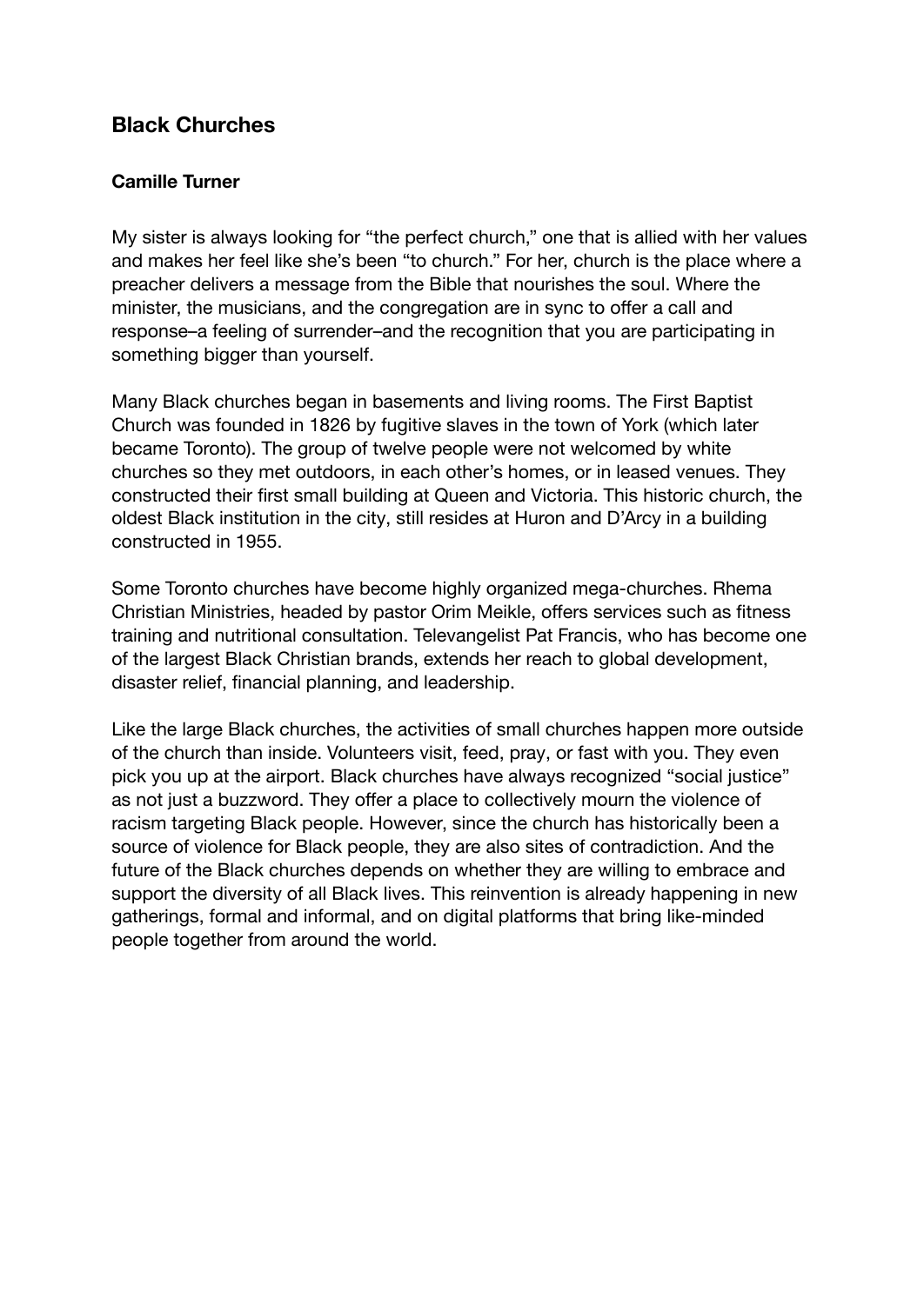## Black Churches

**Camille Turner**

My sister is always looking for "the perfect church," one that is allied with her values and makes her feel like she's been "to church." For her, church is the place where a preacher delivers a message from the Bible that nourishes the soul. Where the minister, the musicians, and the congregation are in sync to offer a call and response–a feeling of surrender–and the recognition that you are participating in something bigger than yourself.

Many Black churches began in basements and living rooms. The First Baptist Church was founded in 1826 by fugitive slaves in the town of York (which later became Toronto). The group of twelve people were not welcomed by white churches so they met outdoors, in each other's homes, or in leased venues. They constructed their first small building at Queen and Victoria. This historic church, the oldest Black institution in the city, still resides at Huron and D'Arcy in a building constructed in 1955.

Some Toronto churches have become highly organized mega-churches. Rhema Christian Ministries, headed by pastor Orim Meikle, offers services such as fitness training and nutritional consultation. Televangelist Pat Francis, who has become one of the largest Black Christian brands, extends her reach to global development, disaster relief, financial planning, and leadership.

Like the large Black churches, the activities of small churches happen more outside of the church than inside. Volunteers visit, feed, pray, or fast with you. They even pick you up at the airport. Black churches have always recognized "social justice" as not just a buzzword. They offer a place to collectively mourn the violence of racism targeting Black people. However, since the church has historically been a source of violence for Black people, they are also sites of contradiction. And the future of the Black churches depends on whether they are willing to embrace and support the diversity of all Black lives. This reinvention is already happening in new gatherings, formal and informal, and on digital platforms that bring like-minded people together from around the world.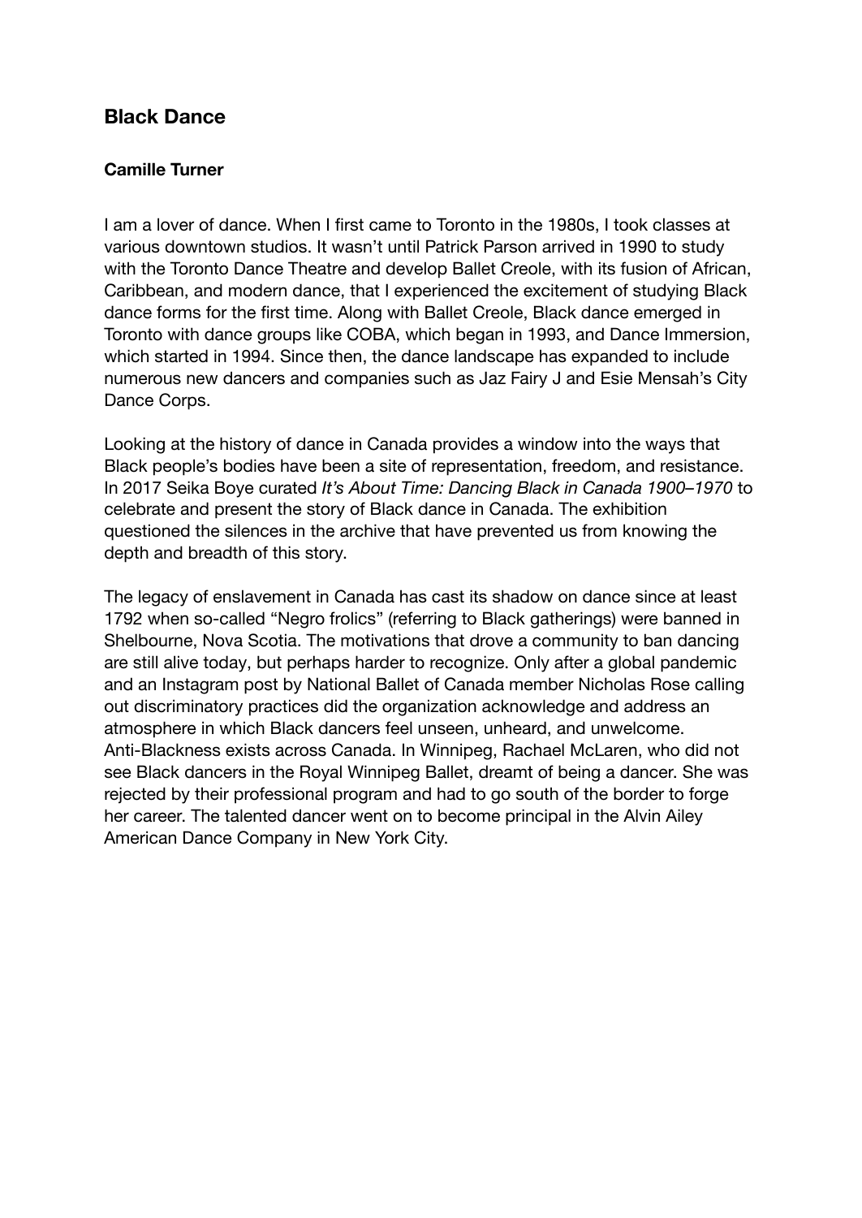## Black Dance

**Camille Turner**

I am a lover of dance. When I first came to Toronto in the 1980s, I took classes at various downtown studios. It wasn't until Patrick Parson arrived in 1990 to study with the Toronto Dance Theatre and develop Ballet Creole, with its fusion of African, Caribbean, and modern dance, that I experienced the excitement of studying Black dance forms for the first time. Along with Ballet Creole, Black dance emerged in Toronto with dance groups like COBA, which began in 1993, and Dance Immersion, which started in 1994. Since then, the dance landscape has expanded to include numerous new dancers and companies such as Jaz Fairy J and Esie Mensah's City Dance Corps.

Looking at the history of dance in Canada provides a window into the ways that Black people's bodies have been a site of representation, freedom, and resistance. In 2017 Seika Boye curated *It's About Time: Dancing Black in Canada 1900–1970* to celebrate and present the story of Black dance in Canada. The exhibition questioned the silences in the archive that have prevented us from knowing the depth and breadth of this story.

The legacy of enslavement in Canada has cast its shadow on dance since at least 1792 when so-called "Negro frolics" (referring to Black gatherings) were banned in Shelbourne, Nova Scotia. The motivations that drove a community to ban dancing are still alive today, but perhaps harder to recognize. Only after a global pandemic and an Instagram post by National Ballet of Canada member Nicholas Rose calling out discriminatory practices did the organization acknowledge and address an atmosphere in which Black dancers feel unseen, unheard, and unwelcome. Anti-Blackness exists across Canada. In Winnipeg, Rachael McLaren, who did not see Black dancers in the Royal Winnipeg Ballet, dreamt of being a dancer. She was rejected by their professional program and had to go south of the border to forge her career. The talented dancer went on to become principal in the Alvin Ailey American Dance Company in New York City.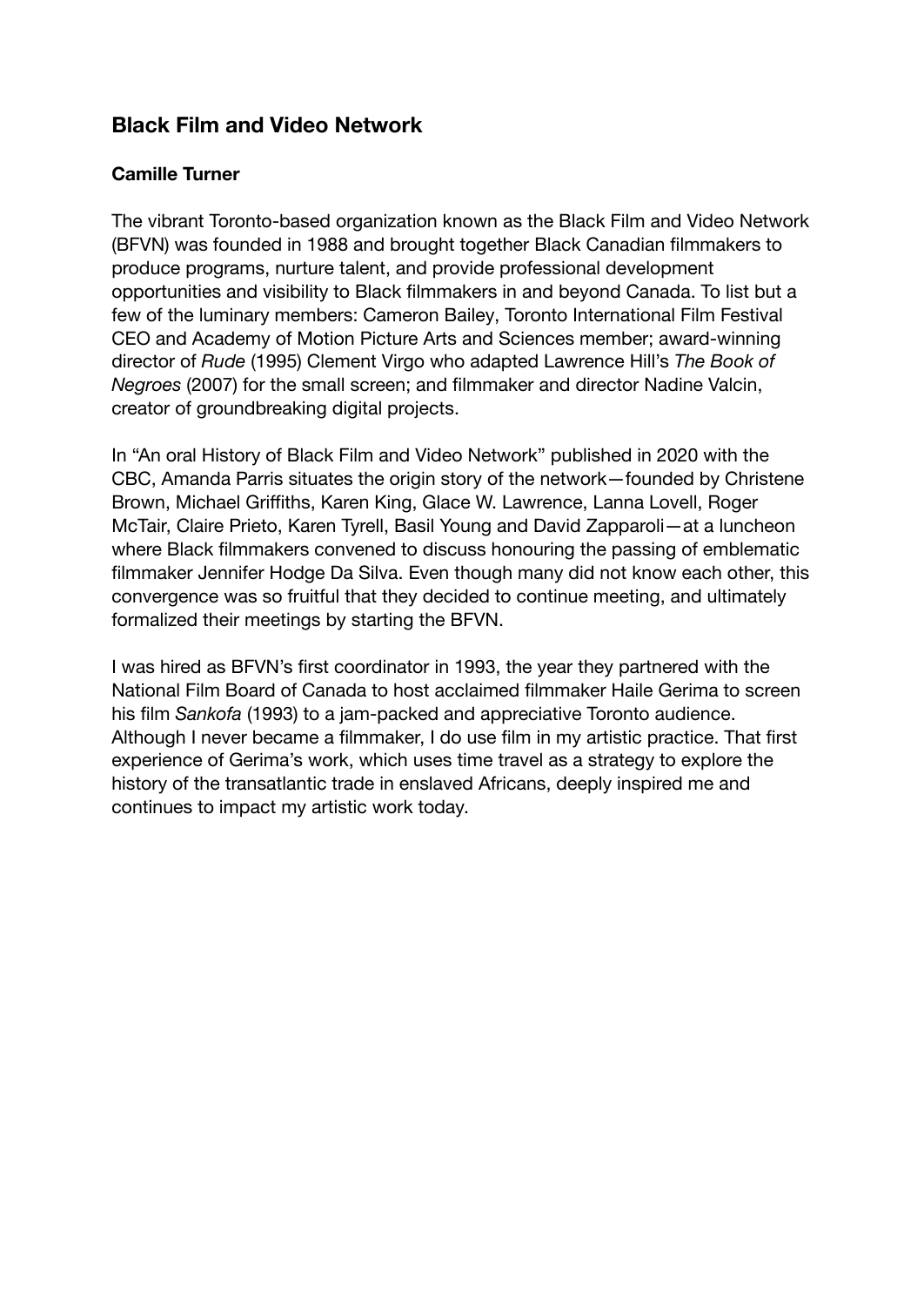## Black Film and Video Network

**Camille Turner**

The vibrant Toronto-based organization known as the Black Film and Video Network (BFVN) was founded in 1988 and brought together Black Canadian filmmakers to produce programs, nurture talent, and provide professional development opportunities and visibility to Black filmmakers in and beyond Canada. To list but a few of the luminary members: Cameron Bailey, Toronto International Film Festival CEO and Academy of Motion Picture Arts and Sciences member; award-winning director of *Rude* (1995) Clement Virgo who adapted Lawrence Hill's *The Book of Negroes* (2007) for the small screen; and filmmaker and director Nadine Valcin, creator of groundbreaking digital projects.

In "An oral History of Black Film and Video Network" published in 2020 with the CBC, Amanda Parris situates the origin story of the network—founded by Christene Brown, Michael Griffiths, Karen King, Glace W. Lawrence, Lanna Lovell, Roger McTair, Claire Prieto, Karen Tyrell, Basil Young and David Zapparoli—at a luncheon where Black filmmakers convened to discuss honouring the passing of emblematic filmmaker Jennifer Hodge Da Silva. Even though many did not know each other, this convergence was so fruitful that they decided to continue meeting, and ultimately formalized their meetings by starting the BFVN.

I was hired as BFVN's first coordinator in 1993, the year they partnered with the National Film Board of Canada to host acclaimed filmmaker Haile Gerima to screen his film *Sankofa* (1993) to a jam-packed and appreciative Toronto audience. Although I never became a filmmaker, I do use film in my artistic practice. That first experience of Gerima's work, which uses time travel as a strategy to explore the history of the transatlantic trade in enslaved Africans, deeply inspired me and continues to impact my artistic work today.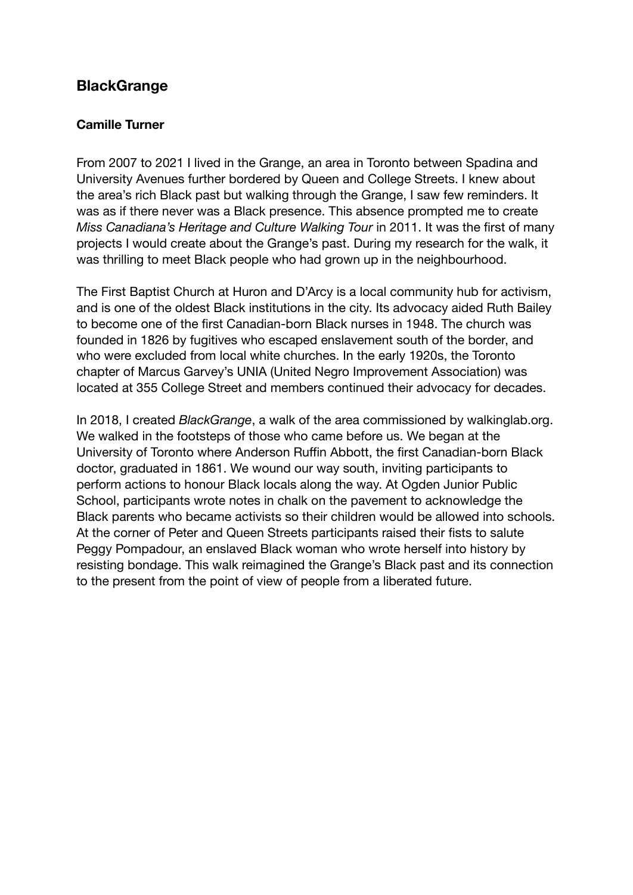## BlackGrange

**Camille Turner**

From 2007 to 2021 I lived in the Grange, an area in Toronto between Spadina and University Avenues further bordered by Queen and College Streets. I knew about the area's rich Black past but walking through the Grange, I saw few reminders. It was as if there never was a Black presence. This absence prompted me to create *Miss Canadiana's Heritage and Culture Walking Tour* in 2011. It was the first of many projects I would create about the Grange's past. During my research for the walk, it was thrilling to meet Black people who had grown up in the neighbourhood.

The First Baptist Church at Huron and D'Arcy is a local community hub for activism, and is one of the oldest Black institutions in the city. Its advocacy aided Ruth Bailey to become one of the first Canadian-born Black nurses in 1948. The church was founded in 1826 by fugitives who escaped enslavement south of the border, and who were excluded from local white churches. In the early 1920s, the Toronto chapter of Marcus Garvey's UNIA (United Negro Improvement Association) was located at 355 College Street and members continued their advocacy for decades.

In 2018, I created *BlackGrange*, a walk of the area commissioned by walkinglab.org. We walked in the footsteps of those who came before us. We began at the University of Toronto where Anderson Ruffin Abbott, the first Canadian-born Black doctor, graduated in 1861. We wound our way south, inviting participants to perform actions to honour Black locals along the way. At Ogden Junior Public School, participants wrote notes in chalk on the pavement to acknowledge the Black parents who became activists so their children would be allowed into schools. At the corner of Peter and Queen Streets participants raised their fists to salute Peggy Pompadour, an enslaved Black woman who wrote herself into history by resisting bondage. This walk reimagined the Grange's Black past and its connection to the present from the point of view of people from a liberated future.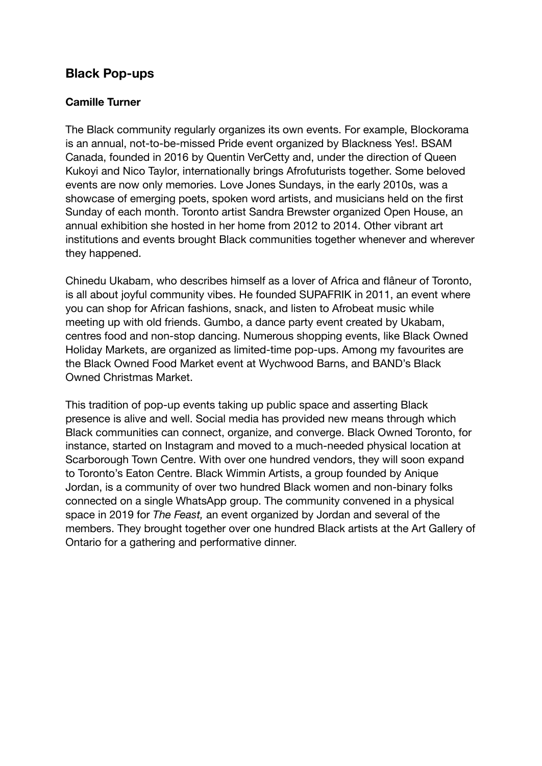## Black Pop-ups

**Camille Turner**

The Black community regularly organizes its own events. For example, Blockorama is an annual, not-to-be-missed Pride event organized by Blackness Yes!. BSAM Canada, founded in 2016 by Quentin VerCetty and, under the direction of Queen Kukoyi and Nico Taylor, internationally brings Afrofuturists together. Some beloved events are now only memories. Love Jones Sundays, in the early 2010s, was a showcase of emerging poets, spoken word artists, and musicians held on the first Sunday of each month. Toronto artist Sandra Brewster organized Open House, an annual exhibition she hosted in her home from 2012 to 2014. Other vibrant art institutions and events brought Black communities together whenever and wherever they happened.

Chinedu Ukabam, who describes himself as a lover of Africa and flâneur of Toronto, is all about joyful community vibes. He founded SUPAFRIK in 2011, an event where you can shop for African fashions, snack, and listen to Afrobeat music while meeting up with old friends. Gumbo, a dance party event created by Ukabam, centres food and non-stop dancing. Numerous shopping events, like Black Owned Holiday Markets, are organized as limited-time pop-ups. Among my favourites are the Black Owned Food Market event at Wychwood Barns, and BAND's Black Owned Christmas Market.

This tradition of pop-up events taking up public space and asserting Black presence is alive and well. Social media has provided new means through which Black communities can connect, organize, and converge. Black Owned Toronto, for instance, started on Instagram and moved to a much-needed physical location at Scarborough Town Centre. With over one hundred vendors, they will soon expand to Toronto's Eaton Centre. Black Wimmin Artists, a group founded by Anique Jordan, is a community of over two hundred Black women and non-binary folks connected on a single WhatsApp group. The community convened in a physical space in 2019 for *The Feast,* an event organized by Jordan and several of the members. They brought together over one hundred Black artists at the Art Gallery of Ontario for a gathering and performative dinner.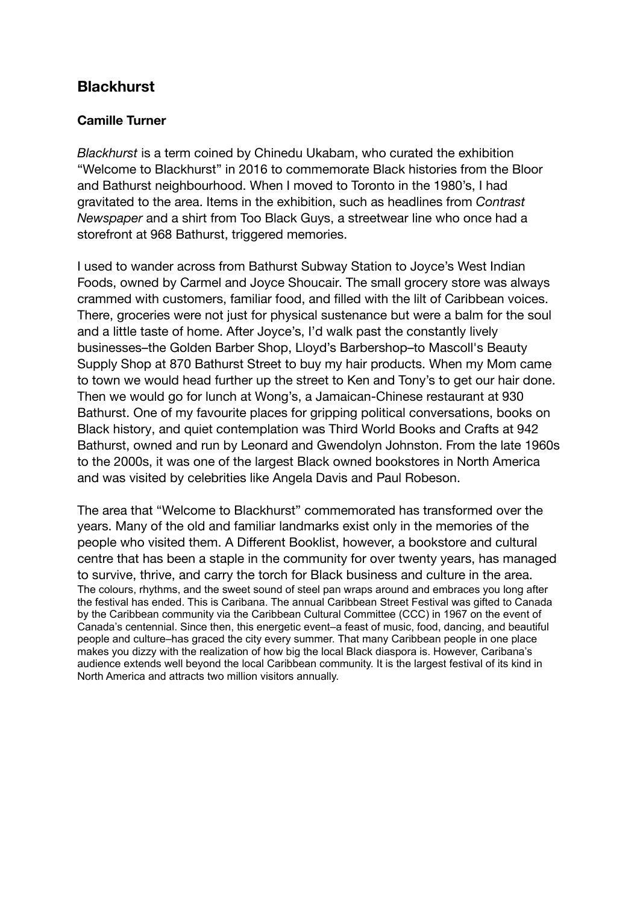## Blackhurst

**Camille Turner**

*Blackhurst* is a term coined by Chinedu Ukabam, who curated the exhibition "Welcome to Blackhurst" in 2016 to commemorate Black histories from the Bloor and Bathurst neighbourhood. When I moved to Toronto in the 1980's, I had gravitated to the area. Items in the exhibition, such as headlines from *Contrast Newspaper* and a shirt from Too Black Guys, a streetwear line who once had a storefront at 968 Bathurst, triggered memories.

I used to wander across from Bathurst Subway Station to Joyce's West Indian Foods, owned by Carmel and Joyce Shoucair. The small grocery store was always crammed with customers, familiar food, and filled with the lilt of Caribbean voices. There, groceries were not just for physical sustenance but were a balm for the soul and a little taste of home. After Joyce's, I'd walk past the constantly lively businesses–the Golden Barber Shop, Lloyd's Barbershop–to Mascoll's Beauty Supply Shop at 870 Bathurst Street to buy my hair products. When my Mom came to town we would head further up the street to Ken and Tony's to get our hair done. Then we would go for lunch at Wong's, a Jamaican-Chinese restaurant at 930 Bathurst. One of my favourite places for gripping political conversations, books on Black history, and quiet contemplation was Third World Books and Crafts at 942 Bathurst, owned and run by Leonard and Gwendolyn Johnston. From the late 1960s to the 2000s, it was one of the largest Black owned bookstores in North America and was visited by celebrities like Angela Davis and Paul Robeson.

The area that "Welcome to Blackhurst" commemorated has transformed over the years. Many of the old and familiar landmarks exist only in the memories of the people who visited them. A Different Booklist, however, a bookstore and cultural centre that has been a staple in the community for over twenty years, has managed to survive, thrive, and carry the torch for Black business and culture in the area.

The colours, rhythms, and the sweet sound of steel pan wraps around and embraces you long after the festival has ended. This is Caribana. The annual Caribbean Street Festival was gifted to Canada by the Caribbean community via the Caribbean Cultural Committee (CCC) in 1967 on the event of Canada's centennial. Since then, this energetic event–a feast of music, food, dancing, and beautiful people and culture–has graced the city every summer. That many Caribbean people in one place makes you dizzy with the realization of how big the local Black diaspora is. However, Caribana's audience extends well beyond the local Caribbean community. It is the largest festival of its kind in North America and attracts two million visitors annually.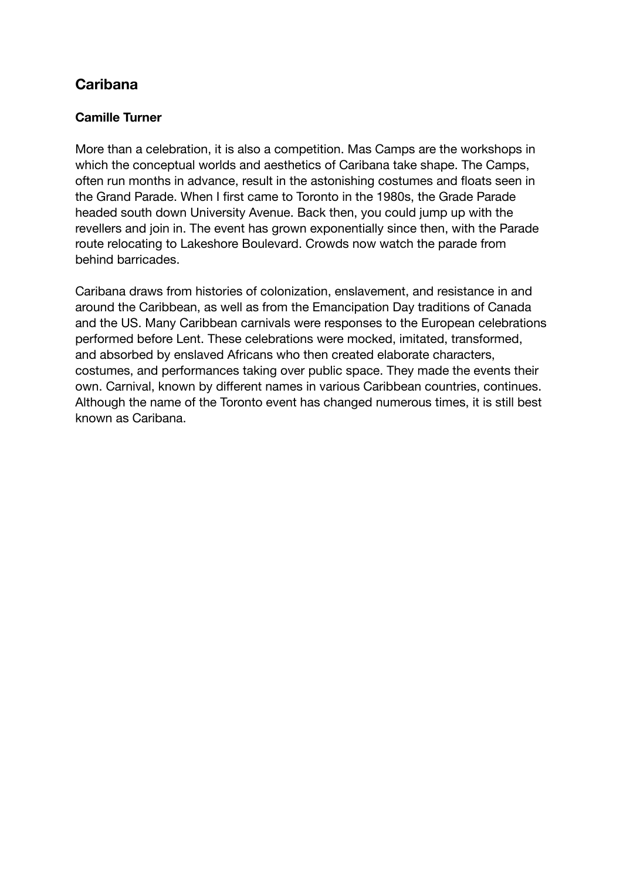## Caribana

**Camille Turner**

More than a celebration, it is also a competition. Mas Camps are the workshops in which the conceptual worlds and aesthetics of Caribana take shape. The Camps, often run months in advance, result in the astonishing costumes and floats seen in the Grand Parade. When I first came to Toronto in the 1980s, the Grade Parade headed south down University Avenue. Back then, you could jump up with the revellers and join in. The event has grown exponentially since then, with the Parade route relocating to Lakeshore Boulevard. Crowds now watch the parade from behind barricades.

Caribana draws from histories of colonization, enslavement, and resistance in and around the Caribbean, as well as from the Emancipation Day traditions of Canada and the US. Many Caribbean carnivals were responses to the European celebrations performed before Lent. These celebrations were mocked, imitated, transformed, and absorbed by enslaved Africans who then created elaborate characters, costumes, and performances taking over public space. They made the events their own. Carnival, known by different names in various Caribbean countries, continues. Although the name of the Toronto event has changed numerous times, it is still best known as Caribana.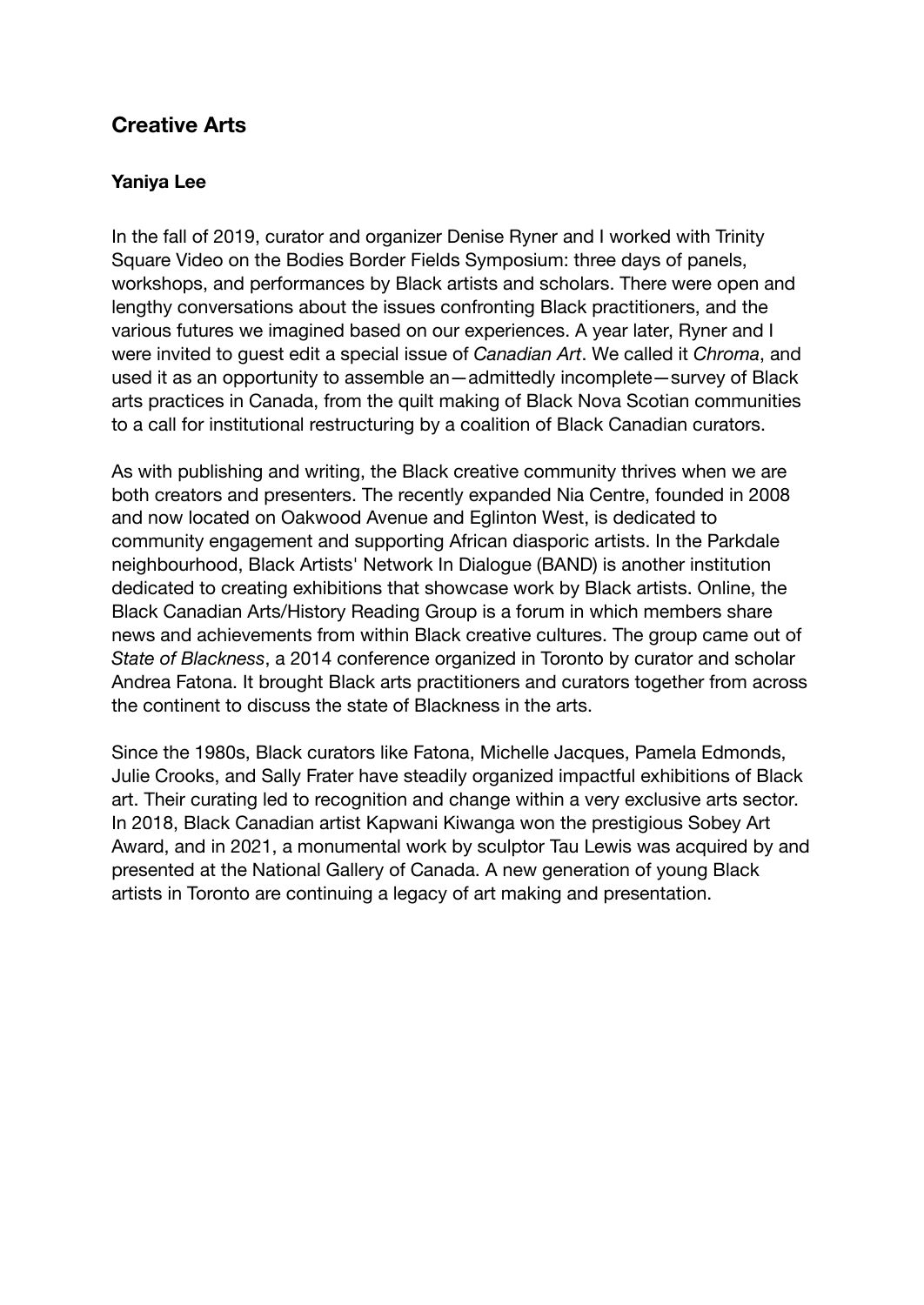## Creative Arts

**Yaniya Lee**

In the fall of 2019, curator and organizer Denise Ryner and I worked with Trinity Square Video on the Bodies Border Fields Symposium: three days of panels, workshops, and performances by Black artists and scholars. There were open and lengthy conversations about the issues confronting Black practitioners, and the various futures we imagined based on our experiences. A year later, Ryner and I were invited to guest edit a special issue of *Canadian Art*. We called it *Chroma*, and used it as an opportunity to assemble an—admittedly incomplete—survey of Black arts practices in Canada, from the quilt making of Black Nova Scotian communities to a call for institutional restructuring by a coalition of Black Canadian curators.

As with publishing and writing, the Black creative community thrives when we are both creators and presenters. The recently expanded Nia Centre, founded in 2008 and now located on Oakwood Avenue and Eglinton West, is dedicated to community engagement and supporting African diasporic artists. In the Parkdale neighbourhood, Black Artists' Network In Dialogue (BAND) is another institution dedicated to creating exhibitions that showcase work by Black artists. Online, the Black Canadian Arts/History Reading Group is a forum in which members share news and achievements from within Black creative cultures. The group came out of *State of Blackness*, a 2014 conference organized in Toronto by curator and scholar Andrea Fatona. It brought Black arts practitioners and curators together from across the continent to discuss the state of Blackness in the arts.

Since the 1980s, Black curators like Fatona, Michelle Jacques, Pamela Edmonds, Julie Crooks, and Sally Frater have steadily organized impactful exhibitions of Black art. Their curating led to recognition and change within a very exclusive arts sector. In 2018, Black Canadian artist Kapwani Kiwanga won the prestigious Sobey Art Award, and in 2021, a monumental work by sculptor Tau Lewis was acquired by and presented at the National Gallery of Canada. A new generation of young Black artists in Toronto are continuing a legacy of art making and presentation.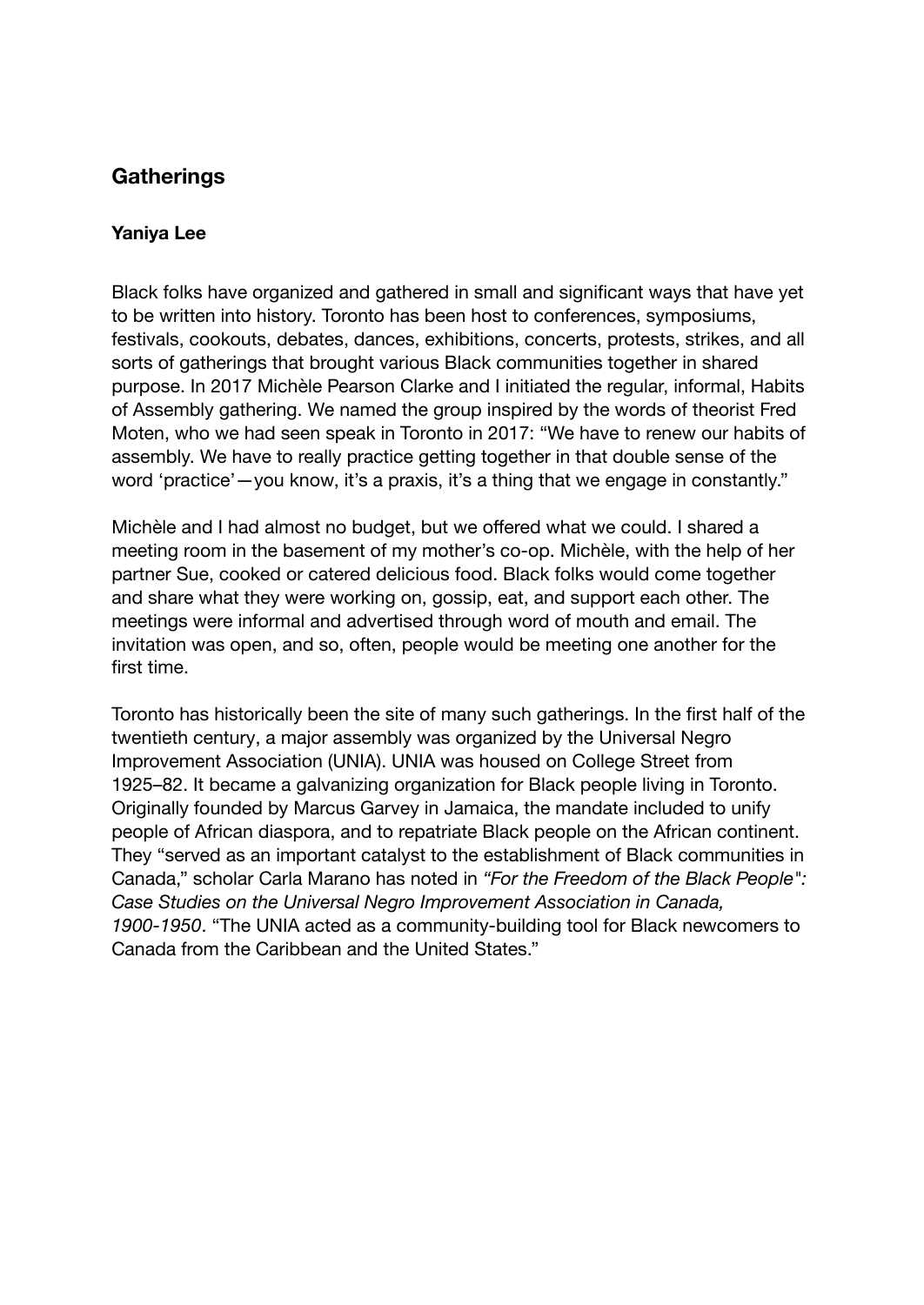## Gatherings

**Yaniya Lee**

Black folks have organized and gathered in small and significant ways that have yet to be written into history. Toronto has been host to conferences, symposiums, festivals, cookouts, debates, dances, exhibitions, concerts, protests, strikes, and all sorts of gatherings that brought various Black communities together in shared purpose. In 2017 Michèle Pearson Clarke and I initiated the regular, informal, Habits of Assembly gathering. We named the group inspired by the words of theorist Fred Moten, who we had seen speak in Toronto in 2017: "We have to renew our habits of assembly. We have to really practice getting together in that double sense of the word 'practice'—you know, it's a praxis, it's a thing that we engage in constantly."

Michèle and I had almost no budget, but we offered what we could. I shared a meeting room in the basement of my mother's co-op. Michèle, with the help of her partner Sue, cooked or catered delicious food. Black folks would come together and share what they were working on, gossip, eat, and support each other. The meetings were informal and advertised through word of mouth and email. The invitation was open, and so, often, people would be meeting one another for the first time.

Toronto has historically been the site of many such gatherings. In the first half of the twentieth century, a major assembly was organized by the Universal Negro Improvement Association (UNIA). UNIA was housed on College Street from 1925–82. It became a galvanizing organization for Black people living in Toronto. Originally founded by Marcus Garvey in Jamaica, the mandate included to unify people of African diaspora, and to repatriate Black people on the African continent. They "served as an important catalyst to the establishment of Black communities in Canada," scholar Carla Marano has noted in *"For the Freedom of the Black People": Case Studies on the Universal Negro Improvement Association in Canada, 1900-1950*. "The UNIA acted as a community-building tool for Black newcomers to Canada from the Caribbean and the United States."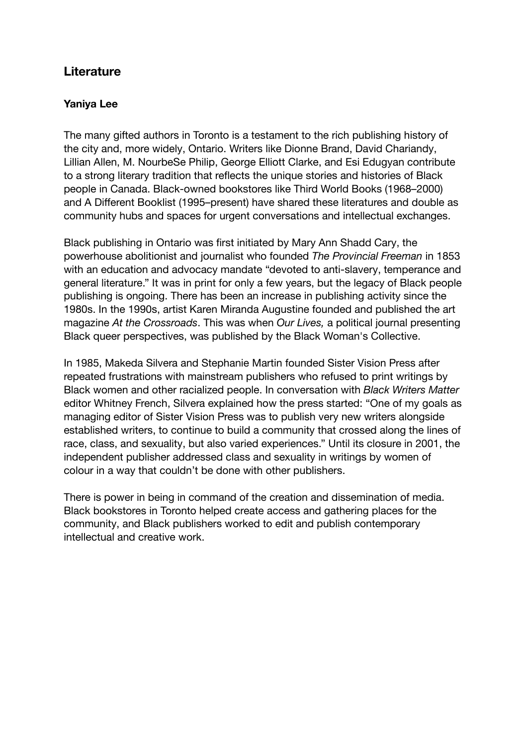## Literature

### Yaniya Lee

The many gifted authors in Toronto is a testament to the rich publishing history of the city and, more widely, Ontario. Writers like Dionne Brand, David Chariandy, Lillian Allen, M. NourbeSe Philip, George Elliott Clarke, and Esi Edugyan contribute to a strong literary tradition that reflects the unique stories and histories of Black people in Canada. Black-owned bookstores like Third World Books (1968–2000) and A Different Booklist (1995–present) have shared these literatures and double as community hubs and spaces for urgent conversations and intellectual exchanges.

Black publishing in Ontario was first initiated by Mary Ann Shadd Cary, the powerhouse abolitionist and journalist who founded *The Provincial Freeman* in 1853 with an education and advocacy mandate "devoted to anti-slavery, temperance and general literature." It was in print for only a few years, but the legacy of Black people publishing is ongoing. There has been an increase in publishing activity since the 1980s. In the 1990s, artist Karen Miranda Augustine founded and published the art magazine *At the Crossroads*. This was when *Our Lives,* a political journal presenting Black queer perspectives, was published by the Black Woman's Collective.

In 1985, Makeda Silvera and Stephanie Martin founded Sister Vision Press after repeated frustrations with mainstream publishers who refused to print writings by Black women and other racialized people. In conversation with *Black Writers Matter* editor Whitney French, Silvera explained how the press started: "One of my goals as managing editor of Sister Vision Press was to publish very new writers alongside established writers, to continue to build a community that crossed along the lines of race, class, and sexuality, but also varied experiences." Until its closure in 2001, the independent publisher addressed class and sexuality in writings by women of colour in a way that couldn't be done with other publishers.

There is power in being in command of the creation and dissemination of media. Black bookstores in Toronto helped create access and gathering places for the community, and Black publishers worked to edit and publish contemporary intellectual and creative work.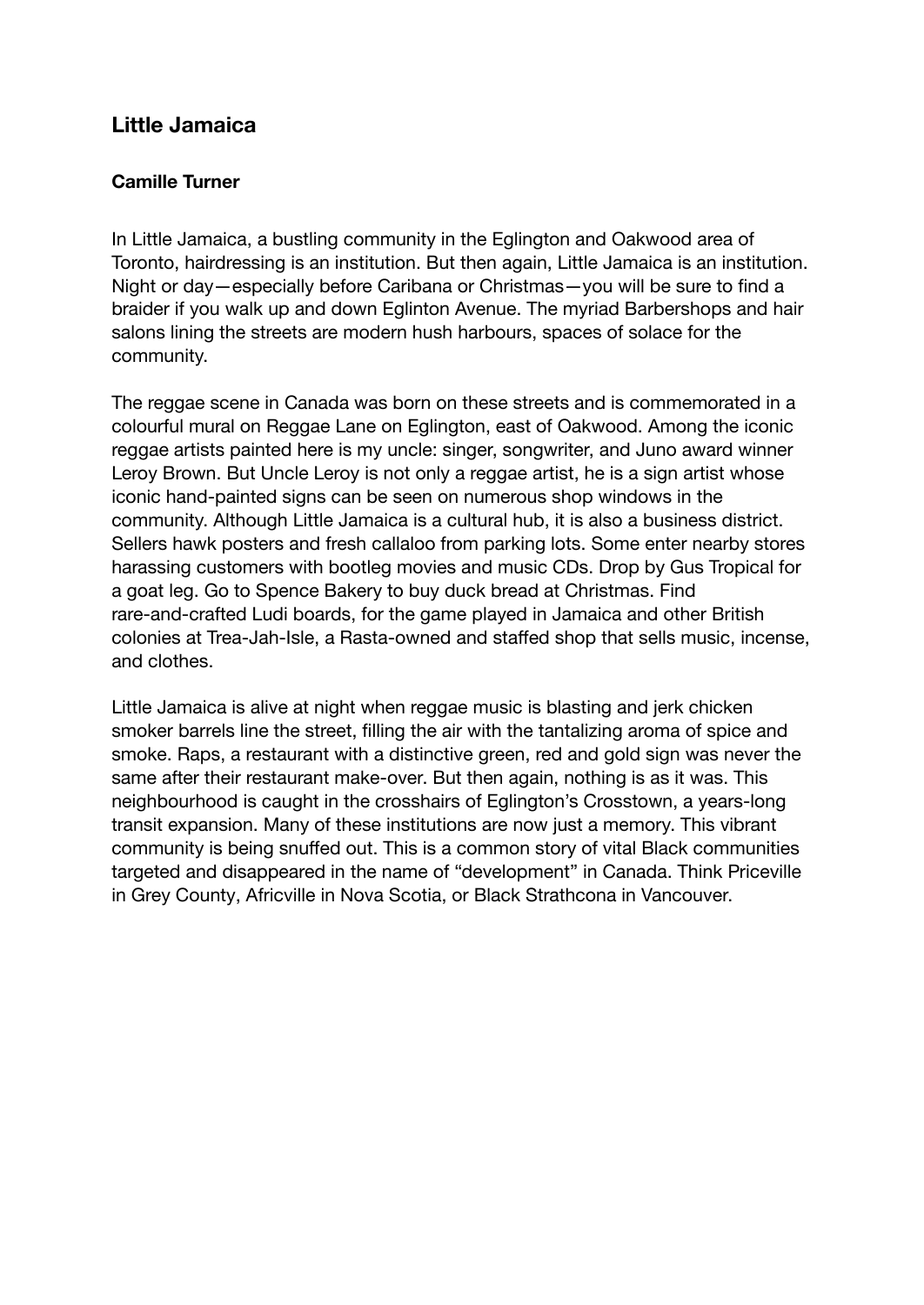## Little Jamaica

**Camille Turner**

In Little Jamaica, a bustling community in the Eglington and Oakwood area of Toronto, hairdressing is an institution. But then again, Little Jamaica is an institution. Night or day—especially before Caribana or Christmas—you will be sure to find a braider if you walk up and down Eglinton Avenue. The myriad Barbershops and hair salons lining the streets are modern hush harbours, spaces of solace for the community.

The reggae scene in Canada was born on these streets and is commemorated in a colourful mural on Reggae Lane on Eglington, east of Oakwood. Among the iconic reggae artists painted here is my uncle: singer, songwriter, and Juno award winner Leroy Brown. But Uncle Leroy is not only a reggae artist, he is a sign artist whose iconic hand-painted signs can be seen on numerous shop windows in the community. Although Little Jamaica is a cultural hub, it is also a business district. Sellers hawk posters and fresh callaloo from parking lots. Some enter nearby stores harassing customers with bootleg movies and music CDs. Drop by Gus Tropical for a goat leg. Go to Spence Bakery to buy duck bread at Christmas. Find rare-and-crafted Ludi boards, for the game played in Jamaica and other British colonies at Trea-Jah-Isle, a Rasta-owned and staffed shop that sells music, incense, and clothes.

Little Jamaica is alive at night when reggae music is blasting and jerk chicken smoker barrels line the street, filling the air with the tantalizing aroma of spice and smoke. Raps, a restaurant with a distinctive green, red and gold sign was never the same after their restaurant make-over. But then again, nothing is as it was. This neighbourhood is caught in the crosshairs of Eglington's Crosstown, a years-long transit expansion. Many of these institutions are now just a memory. This vibrant community is being snuffed out. This is a common story of vital Black communities targeted and disappeared in the name of "development" in Canada. Think Priceville in Grey County, Africville in Nova Scotia, or Black Strathcona in Vancouver.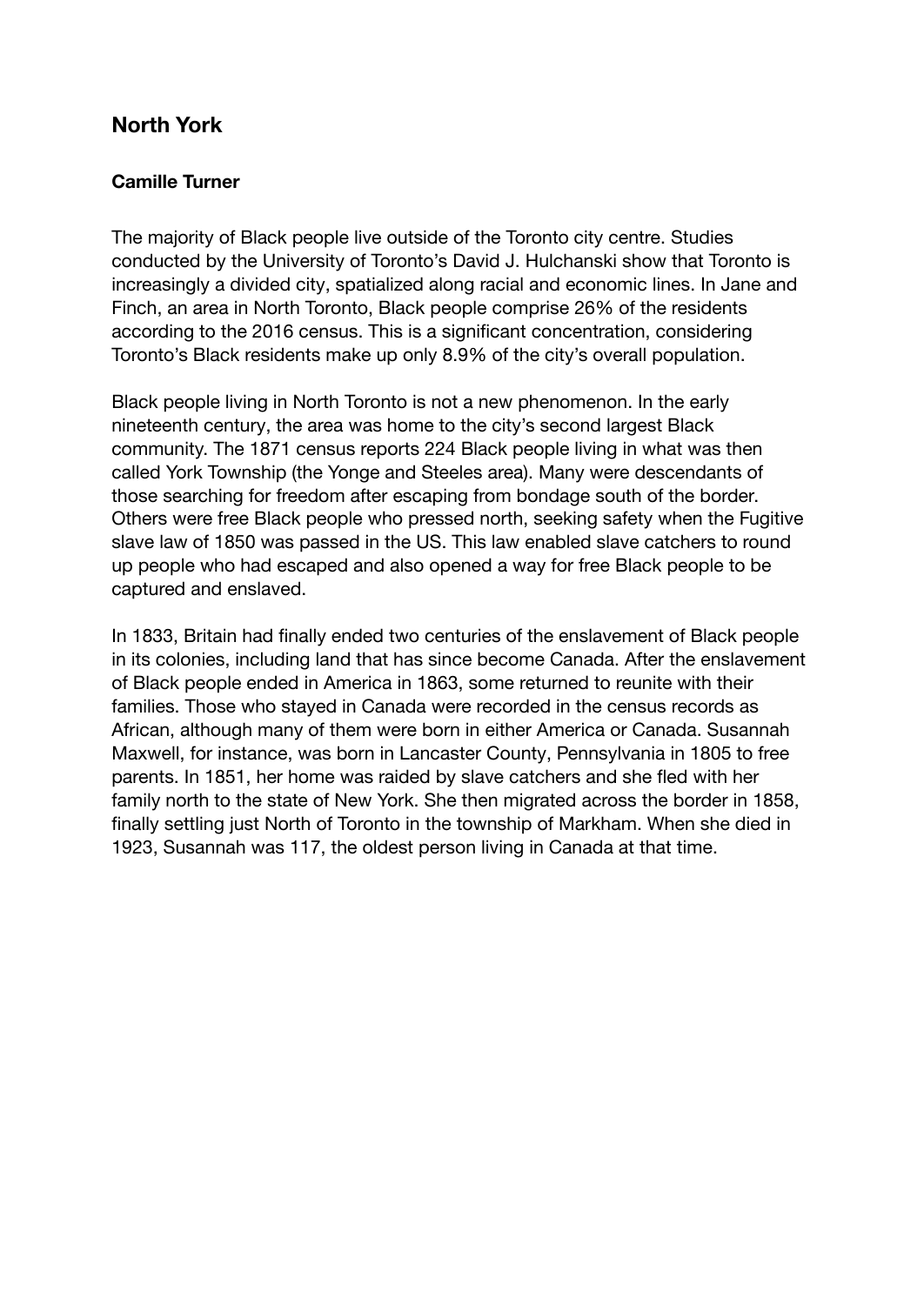## North York

### Camille Turner

The majority of Black people live outside of the Toronto city centre. Studies conducted by the University of Toronto's David J. Hulchanski show that Toronto is increasingly a divided city, spatialized along racial and economic lines. In Jane and Finch, an area in North Toronto, Black people comprise 26% of the residents according to the 2016 census. This is a significant concentration, considering Toronto's Black residents make up only 8.9% of the city's overall population.

Black people living in North Toronto is not a new phenomenon. In the early nineteenth century, the area was home to the city's second largest Black community. The 1871 census reports 224 Black people living in what was then called York Township (the Yonge and Steeles area). Many were descendants of those searching for freedom after escaping from bondage south of the border. Others were free Black people who pressed north, seeking safety when the Fugitive slave law of 1850 was passed in the US. This law enabled slave catchers to round up people who had escaped and also opened a way for free Black people to be captured and enslaved.

In 1833, Britain had finally ended two centuries of the enslavement of Black people in its colonies, including land that has since become Canada. After the enslavement of Black people ended in America in 1863, some returned to reunite with their families. Those who stayed in Canada were recorded in the census records as African, although many of them were born in either America or Canada. Susannah Maxwell, for instance, was born in Lancaster County, Pennsylvania in 1805 to free parents. In 1851, her home was raided by slave catchers and she fled with her family north to the state of New York. She then migrated across the border in 1858, finally settling just North of Toronto in the township of Markham. When she died in 1923, Susannah was 117, the oldest person living in Canada at that time.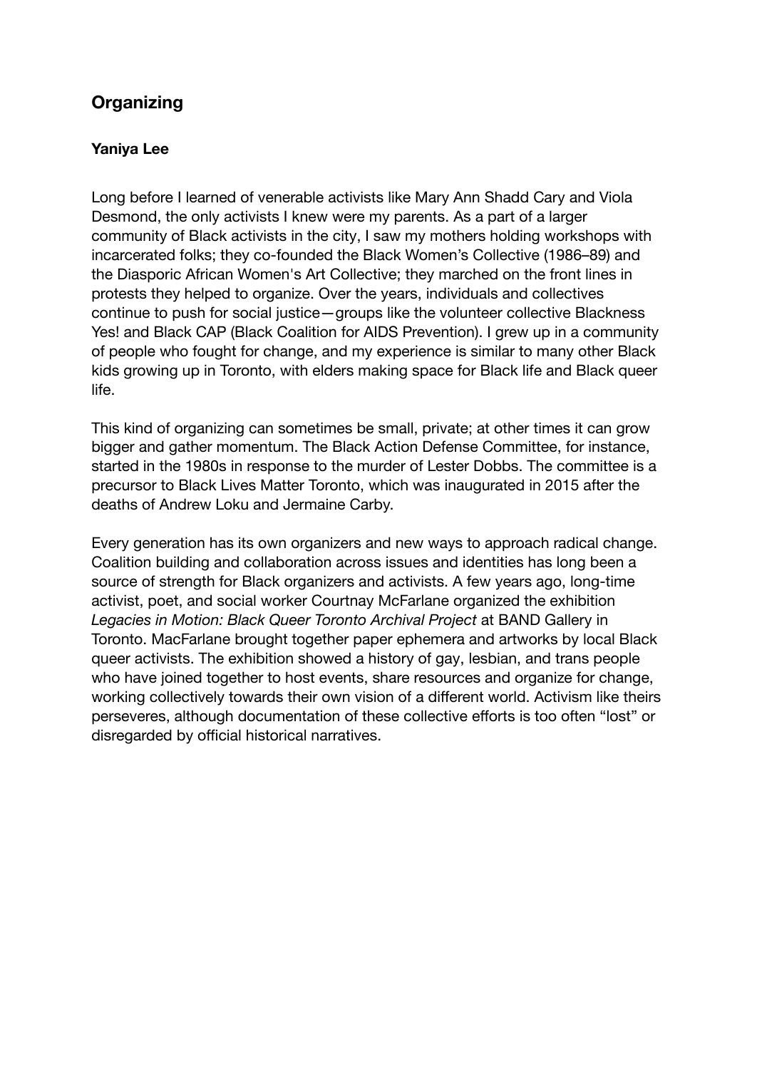## Organizing

**Yaniya Lee**

Long before I learned of venerable activists like Mary Ann Shadd Cary and Viola Desmond, the only activists I knew were my parents. As a part of a larger community of Black activists in the city, I saw my mothers holding workshops with incarcerated folks; they co-founded the Black Women's Collective (1986–89) and the Diasporic African Women's Art Collective; they marched on the front lines in protests they helped to organize. Over the years, individuals and collectives continue to push for social justice—groups like the volunteer collective Blackness Yes! and Black CAP (Black Coalition for AIDS Prevention). I grew up in a community of people who fought for change, and my experience is similar to many other Black kids growing up in Toronto, with elders making space for Black life and Black queer life.

This kind of organizing can sometimes be small, private; at other times it can grow bigger and gather momentum. The Black Action Defense Committee, for instance, started in the 1980s in response to the murder of Lester Dobbs. The committee is a precursor to Black Lives Matter Toronto, which was inaugurated in 2015 after the deaths of Andrew Loku and Jermaine Carby.

Every generation has its own organizers and new ways to approach radical change. Coalition building and collaboration across issues and identities has long been a source of strength for Black organizers and activists. A few years ago, long-time activist, poet, and social worker Courtnay McFarlane organized the exhibition *Legacies in Motion: Black Queer Toronto Archival Project* at BAND Gallery in Toronto. MacFarlane brought together paper ephemera and artworks by local Black queer activists. The exhibition showed a history of gay, lesbian, and trans people who have joined together to host events, share resources and organize for change, working collectively towards their own vision of a different world. Activism like theirs perseveres, although documentation of these collective efforts is too often "lost" or disregarded by official historical narratives.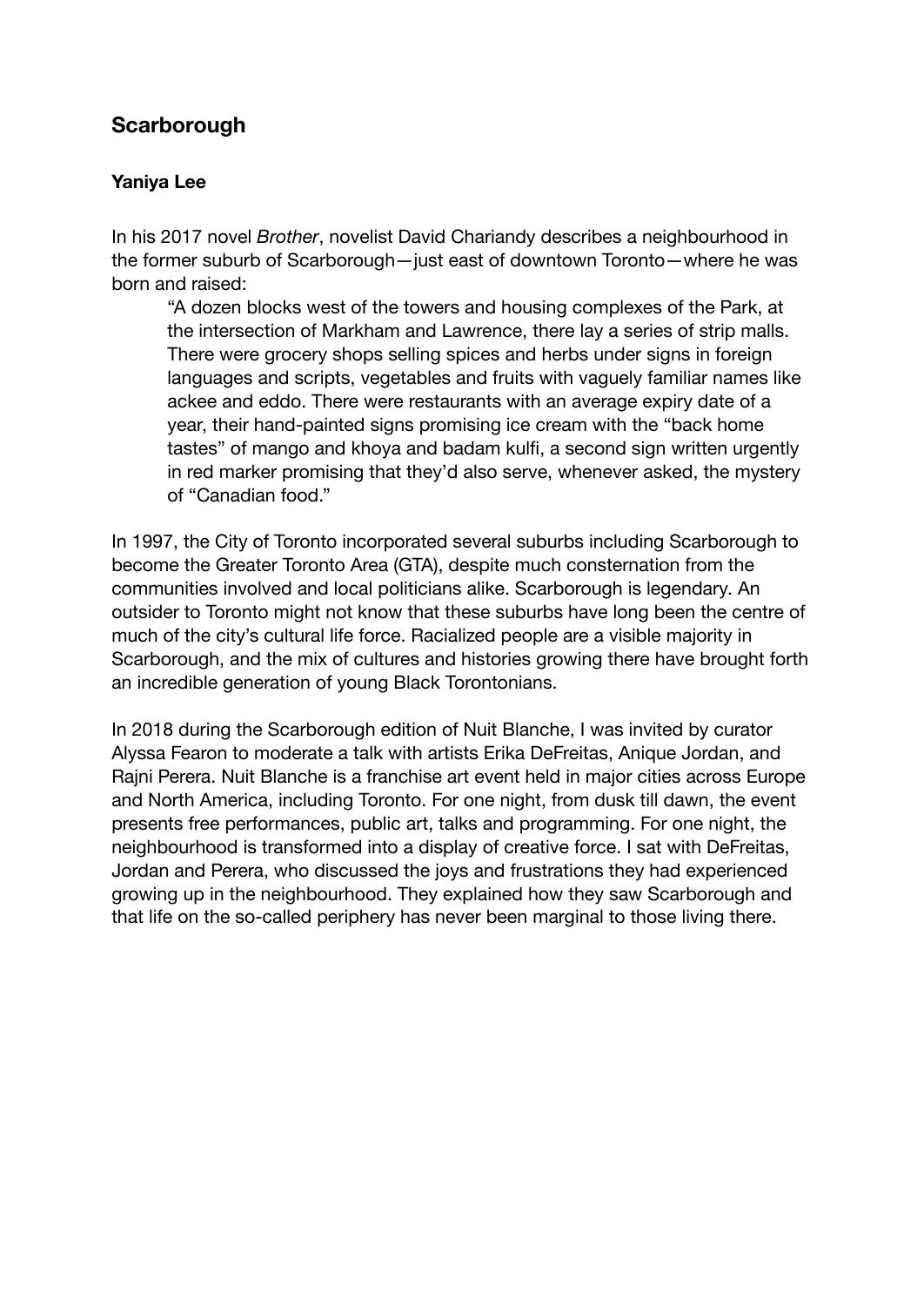## Scarborough

**Yaniya Lee**

In his 2017 novel *Brother*, novelist David Chariandy describes a neighbourhood in the former suburb of Scarborough—just east of downtown Toronto—where he was born and raised:

> "A dozen blocks west of the towers and housing complexes of the Park, at the intersection of Markham and Lawrence, there lay a series of strip malls. There were grocery shops selling spices and herbs under signs in foreign languages and scripts, vegetables and fruits with vaguely familiar names like ackee and eddo. There were restaurants with an average expiry date of a year, their hand-painted signs promising ice cream with the "back home tastes" of mango and khoya and badam kulfi, a second sign written urgently in red marker promising that they'd also serve, whenever asked, the mystery of "Canadian food."

In 1997, the City of Toronto incorporated several suburbs including Scarborough to become the Greater Toronto Area (GTA), despite much consternation from the communities involved and local politicians alike. Scarborough is legendary. An outsider to Toronto might not know that these suburbs have long been the centre of much of the city's cultural life force. Racialized people are a visible majority in Scarborough, and the mix of cultures and histories growing there have brought forth an incredible generation of young Black Torontonians.

In 2018 during the Scarborough edition of Nuit Blanche, I was invited by curator Alyssa Fearon to moderate a talk with artists Erika DeFreitas, Anique Jordan, and Rajni Perera. Nuit Blanche is a franchise art event held in major cities across Europe and North America, including Toronto. For one night, from dusk till dawn, the event presents free performances, public art, talks and programming. For one night, the neighbourhood is transformed into a display of creative force. I sat with DeFreitas, Jordan and Perera, who discussed the joys and frustrations they had experienced growing up in the neighbourhood. They explained how they saw Scarborough and that life on the so-called periphery has never been marginal to those living there.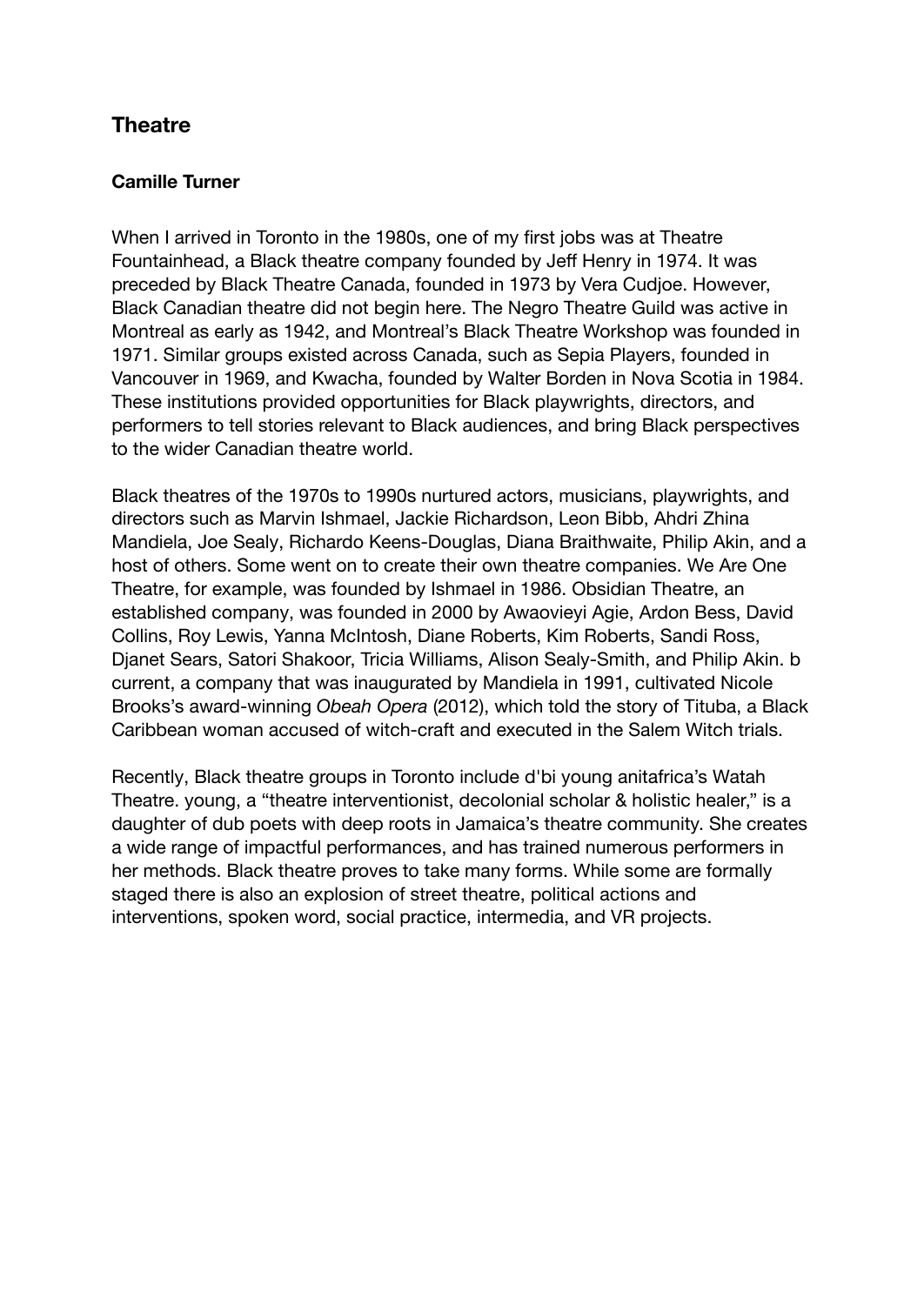## Theatre

**Camille Turner**

When I arrived in Toronto in the 1980s, one of my first jobs was at Theatre Fountainhead, a Black theatre company founded by Jeff Henry in 1974. It was preceded by Black Theatre Canada, founded in 1973 by Vera Cudjoe. However, Black Canadian theatre did not begin here. The Negro Theatre Guild was active in Montreal as early as 1942, and Montreal's Black Theatre Workshop was founded in 1971. Similar groups existed across Canada, such as Sepia Players, founded in Vancouver in 1969, and Kwacha, founded by Walter Borden in Nova Scotia in 1984. These institutions provided opportunities for Black playwrights, directors, and performers to tell stories relevant to Black audiences, and bring Black perspectives to the wider Canadian theatre world.

Black theatres of the 1970s to 1990s nurtured actors, musicians, playwrights, and directors such as Marvin Ishmael, Jackie Richardson, Leon Bibb, Ahdri Zhina Mandiela, Joe Sealy, Richardo Keens-Douglas, Diana Braithwaite, Philip Akin, and a host of others. Some went on to create their own theatre companies. We Are One Theatre, for example, was founded by Ishmael in 1986. Obsidian Theatre, an established company, was founded in 2000 by Awaovieyi Agie, Ardon Bess, David Collins, Roy Lewis, Yanna McIntosh, Diane Roberts, Kim Roberts, Sandi Ross, Djanet Sears, Satori Shakoor, Tricia Williams, Alison Sealy-Smith, and Philip Akin. b current, a company that was inaugurated by Mandiela in 1991, cultivated Nicole Brooks's award-winning *Obeah Opera* (2012), which told the story of Tituba, a Black Caribbean woman accused of witch-craft and executed in the Salem Witch trials.

Recently, Black theatre groups in Toronto include d'bi young anitafrica's Watah Theatre. young, a "theatre interventionist, decolonial scholar & holistic healer," is a daughter of dub poets with deep roots in Jamaica's theatre community. She creates a wide range of impactful performances, and has trained numerous performers in her methods. Black theatre proves to take many forms. While some are formally staged there is also an explosion of street theatre, political actions and interventions, spoken word, social practice, intermedia, and VR projects.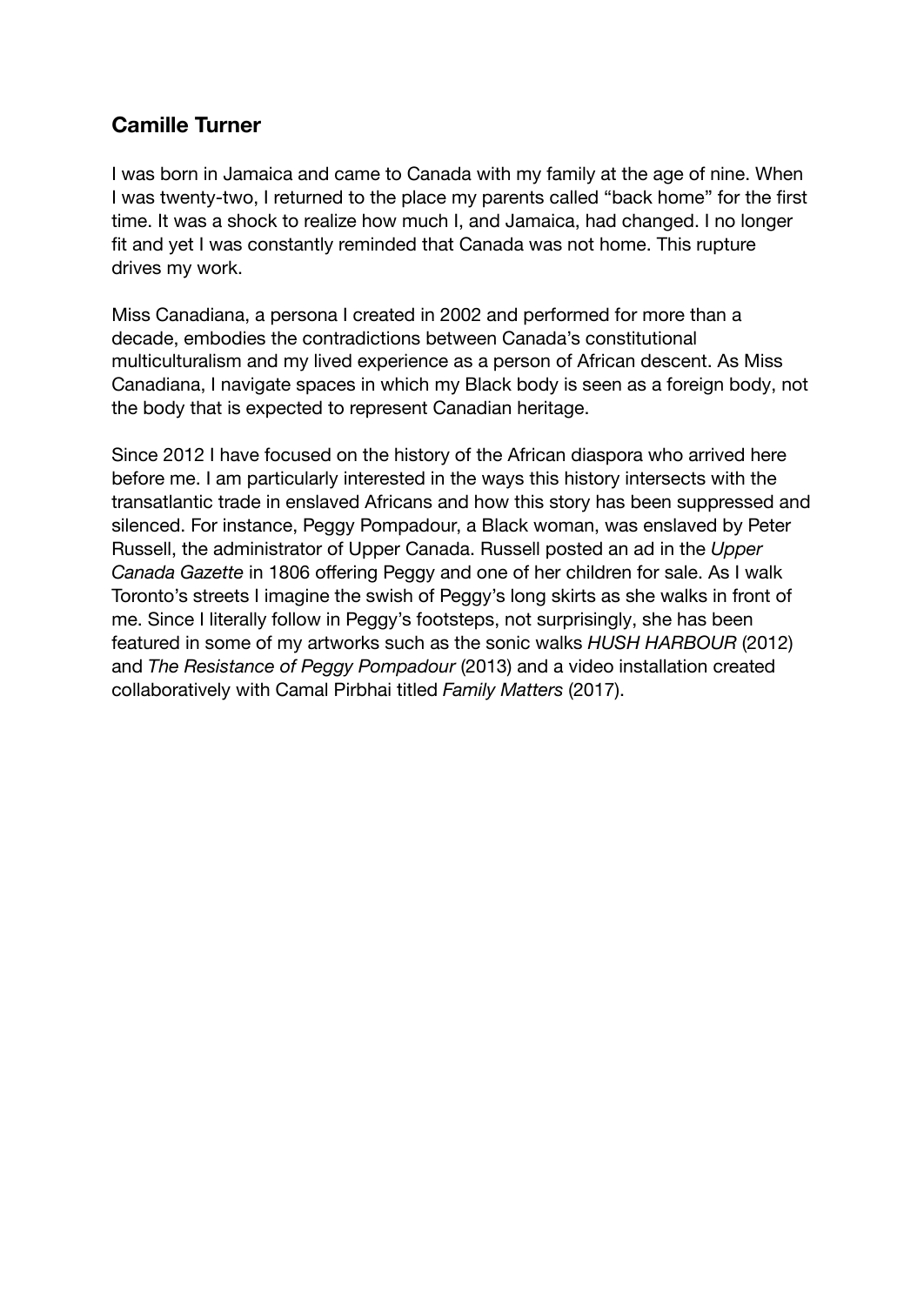## Camille Turner

I was born in Jamaica and came to Canada with my family at the age of nine. When I was twenty-two, I returned to the place my parents called "back home" for the first time. It was a shock to realize how much I, and Jamaica, had changed. I no longer fit and yet I was constantly reminded that Canada was not home. This rupture drives my work.

Miss Canadiana, a persona I created in 2002 and performed for more than a decade, embodies the contradictions between Canada's constitutional multiculturalism and my lived experience as a person of African descent. As Miss Canadiana, I navigate spaces in which my Black body is seen as a foreign body, not the body that is expected to represent Canadian heritage.

Since 2012 I have focused on the history of the African diaspora who arrived here before me. I am particularly interested in the ways this history intersects with the transatlantic trade in enslaved Africans and how this story has been suppressed and silenced. For instance, Peggy Pompadour, a Black woman, was enslaved by Peter Russell, the administrator of Upper Canada. Russell posted an ad in the *Upper Canada Gazette* in 1806 offering Peggy and one of her children for sale. As I walk Toronto's streets I imagine the swish of Peggy's long skirts as she walks in front of me. Since I literally follow in Peggy's footsteps, not surprisingly, she has been featured in some of my artworks such as the sonic walks *HUSH HARBOUR* (2012) and *The Resistance of Peggy Pompadour* (2013) and a video installation created collaboratively with Camal Pirbhai titled *Family Matters* (2017).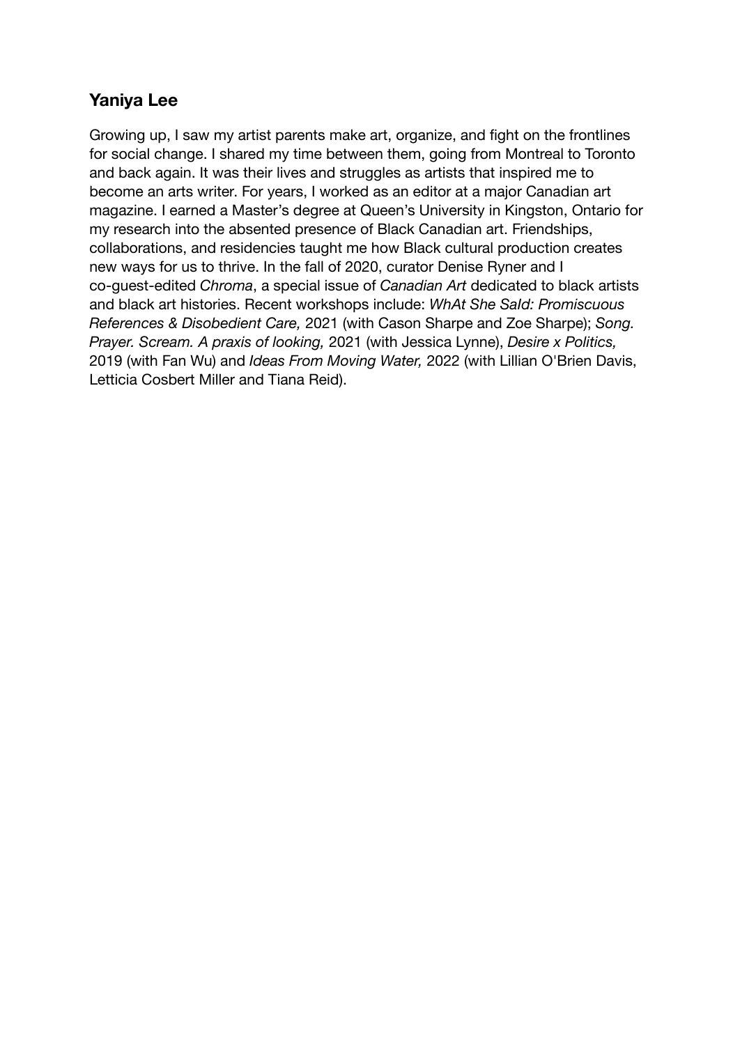### Yaniya Lee

Growing up, I saw my artist parents make art, organize, and fight on the frontlines for social change. I shared my time between them, going from Montreal to Toronto and back again. It was their lives and struggles as artists that inspired me to become an arts writer. For years, I worked as an editor at a major Canadian art magazine. I earned a Master's degree at Queen's University in Kingston, Ontario for my research into the absented presence of Black Canadian art. Friendships, collaborations, and residencies taught me how Black cultural production creates new ways for us to thrive. In the fall of 2020, curator Denise Ryner and I co-guest-edited *Chroma*, a special issue of *Canadian Art* dedicated to black artists and black art histories. Recent workshops include: *WhAt She SaId: Promiscuous References & Disobedient Care,* 2021 (with Cason Sharpe and Zoe Sharpe); *Song. Prayer. Scream. A praxis of looking,* 2021 (with Jessica Lynne), *Desire x Politics,* 2019 (with Fan Wu) and *Ideas From Moving Water,* 2022 (with Lillian O'Brien Davis, Letticia Cosbert Miller and Tiana Reid).